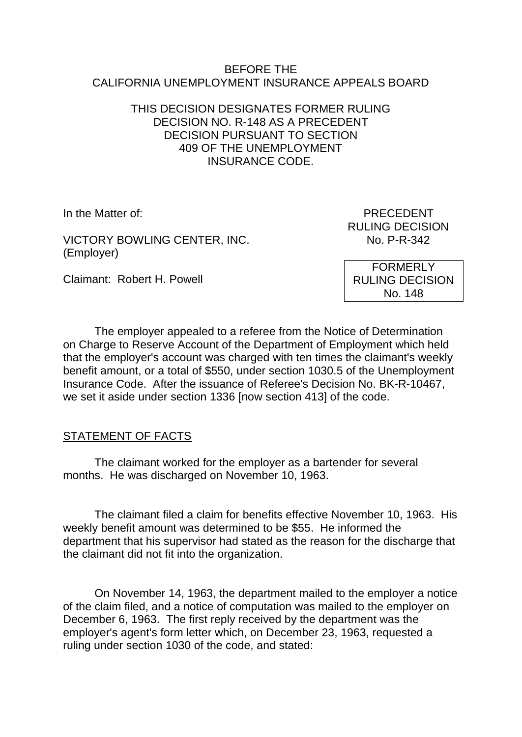BEFORE THE
CALIFORNIA UNEMPLOYMENT INSURANCE APPEALS BOARD

THIS DECISION DESIGNATES FORMER RULING DECISION NO. R-148 AS A PRECEDENT DECISION PURSUANT TO SECTION 409 OF THE UNEMPLOYMENT INSURANCE CODE.

In the Matter of:

VICTORY BOWLING CENTER, INC.
(Employer)

Claimant: Robert H. Powell

PRECEDENT
RULING DECISION
No. P-R-342

FORMERLY
RULING DECISION
No. 148

The employer appealed to a referee from the Notice of Determination on Charge to Reserve Account of the Department of Employment which held that the employer's account was charged with ten times the claimant's weekly benefit amount, or a total of $550, under section 1030.5 of the Unemployment Insurance Code. After the issuance of Referee's Decision No. BK-R-10467, we set it aside under section 1336 [now section 413] of the code.

## STATEMENT OF FACTS

The claimant worked for the employer as a bartender for several months. He was discharged on November 10, 1963.

The claimant filed a claim for benefits effective November 10, 1963. His weekly benefit amount was determined to be $55. He informed the department that his supervisor had stated as the reason for the discharge that the claimant did not fit into the organization.

On November 14, 1963, the department mailed to the employer a notice of the claim filed, and a notice of computation was mailed to the employer on December 6, 1963. The first reply received by the department was the employer's agent's form letter which, on December 23, 1963, requested a ruling under section 1030 of the code, and stated: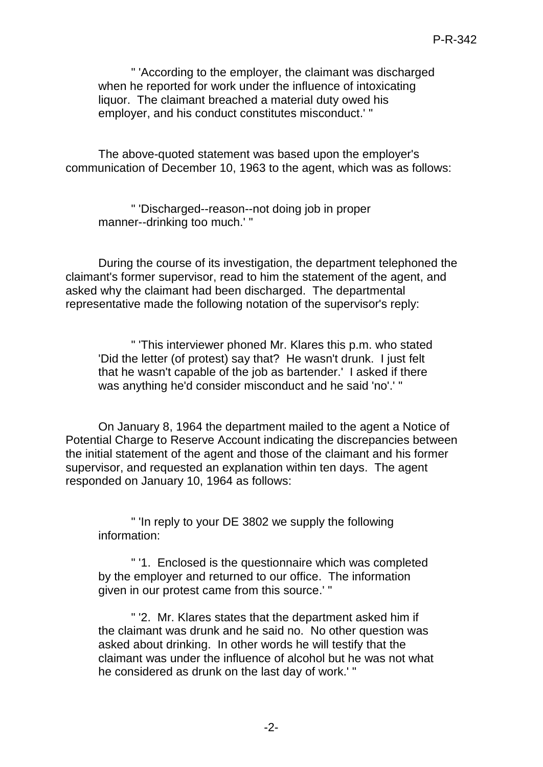" 'According to the employer, the claimant was discharged when he reported for work under the influence of intoxicating liquor. The claimant breached a material duty owed his employer, and his conduct constitutes misconduct.' "

The above-quoted statement was based upon the employer's communication of December 10, 1963 to the agent, which was as follows:

" 'Discharged--reason--not doing job in proper manner--drinking too much.' "

During the course of its investigation, the department telephoned the claimant's former supervisor, read to him the statement of the agent, and asked why the claimant had been discharged. The departmental representative made the following notation of the supervisor's reply:

" 'This interviewer phoned Mr. Klares this p.m. who stated 'Did the letter (of protest) say that? He wasn't drunk. I just felt that he wasn't capable of the job as bartender.' I asked if there was anything he'd consider misconduct and he said 'no'.' "

On January 8, 1964 the department mailed to the agent a Notice of Potential Charge to Reserve Account indicating the discrepancies between the initial statement of the agent and those of the claimant and his former supervisor, and requested an explanation within ten days. The agent responded on January 10, 1964 as follows:

" 'In reply to your DE 3802 we supply the following information:

" '1. Enclosed is the questionnaire which was completed by the employer and returned to our office. The information given in our protest came from this source.' "

" '2. Mr. Klares states that the department asked him if the claimant was drunk and he said no. No other question was asked about drinking. In other words he will testify that the claimant was under the influence of alcohol but he was not what he considered as drunk on the last day of work.' "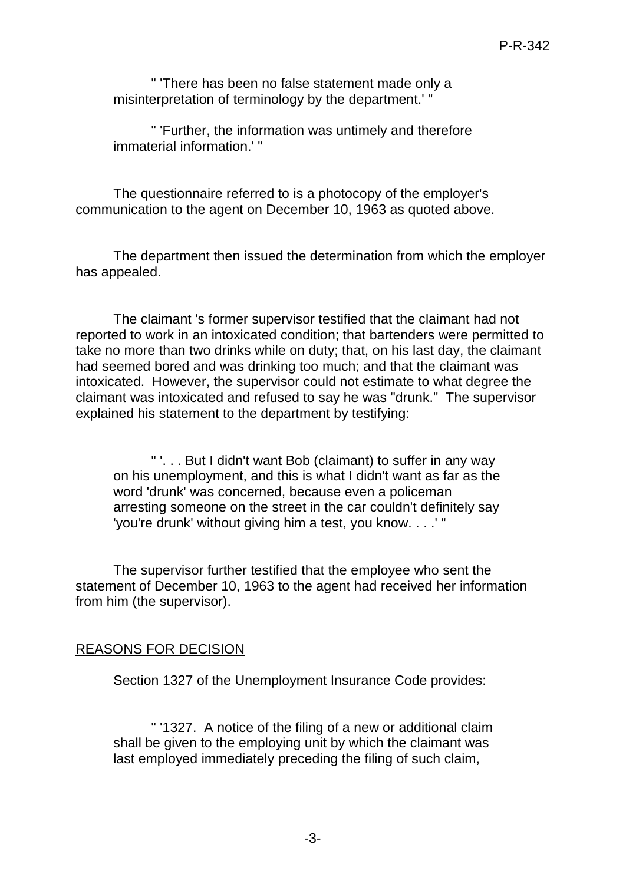" 'There has been no false statement made only a misinterpretation of terminology by the department.' "

" 'Further, the information was untimely and therefore immaterial information.' "

The questionnaire referred to is a photocopy of the employer's communication to the agent on December 10, 1963 as quoted above.

The department then issued the determination from which the employer has appealed.

The claimant 's former supervisor testified that the claimant had not reported to work in an intoxicated condition; that bartenders were permitted to take no more than two drinks while on duty; that, on his last day, the claimant had seemed bored and was drinking too much; and that the claimant was intoxicated. However, the supervisor could not estimate to what degree the claimant was intoxicated and refused to say he was "drunk." The supervisor explained his statement to the department by testifying:

" '. . . But I didn't want Bob (claimant) to suffer in any way on his unemployment, and this is what I didn't want as far as the word 'drunk' was concerned, because even a policeman arresting someone on the street in the car couldn't definitely say 'you're drunk' without giving him a test, you know. . . .' "

The supervisor further testified that the employee who sent the statement of December 10, 1963 to the agent had received her information from him (the supervisor).

## REASONS FOR DECISION

Section 1327 of the Unemployment Insurance Code provides:

" '1327. A notice of the filing of a new or additional claim shall be given to the employing unit by which the claimant was last employed immediately preceding the filing of such claim,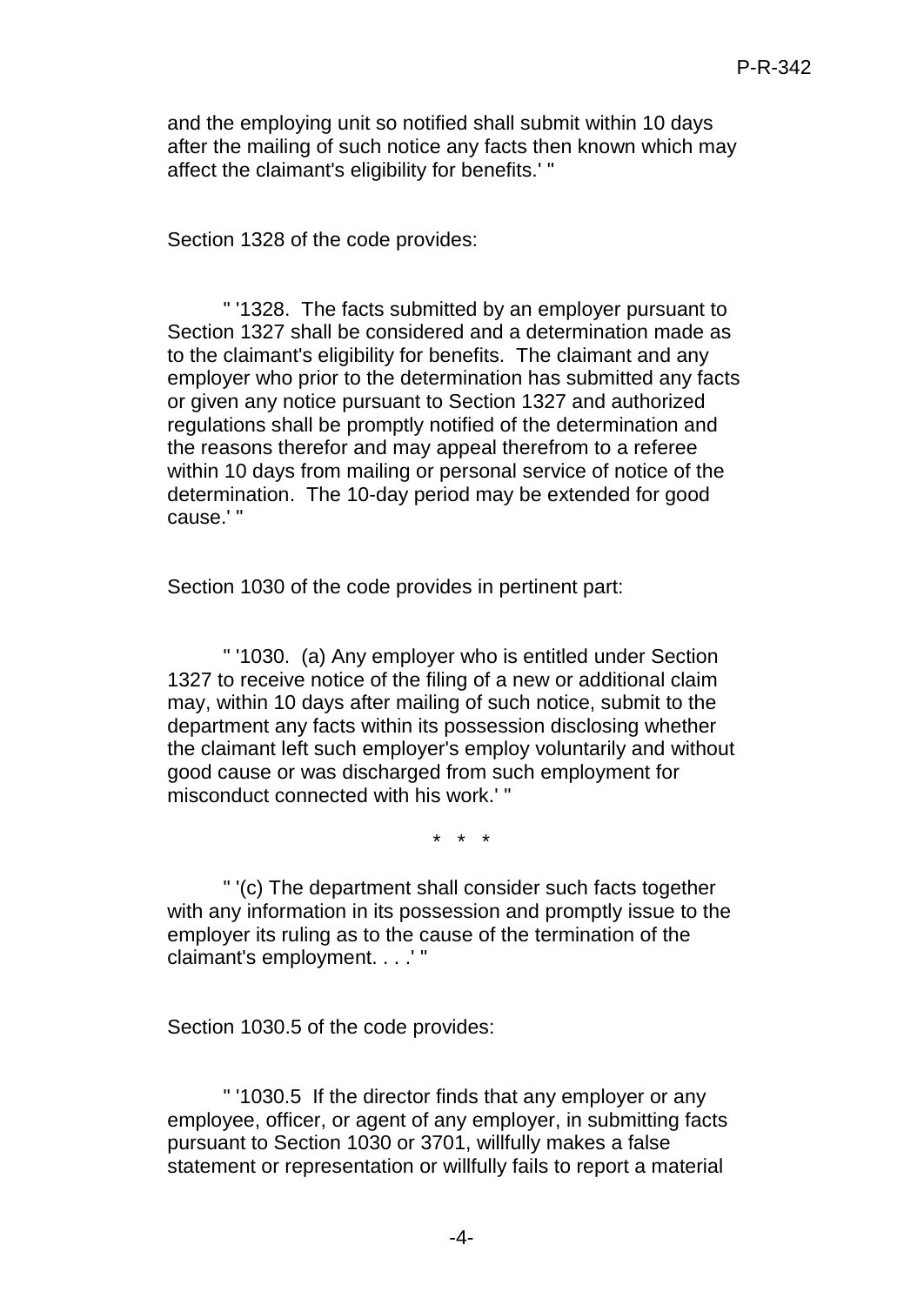and the employing unit so notified shall submit within 10 days after the mailing of such notice any facts then known which may affect the claimant's eligibility for benefits.' "

Section 1328 of the code provides:

" '1328. The facts submitted by an employer pursuant to Section 1327 shall be considered and a determination made as to the claimant's eligibility for benefits. The claimant and any employer who prior to the determination has submitted any facts or given any notice pursuant to Section 1327 and authorized regulations shall be promptly notified of the determination and the reasons therefor and may appeal therefrom to a referee within 10 days from mailing or personal service of notice of the determination. The 10-day period may be extended for good cause.' "

Section 1030 of the code provides in pertinent part:

" '1030. (a) Any employer who is entitled under Section 1327 to receive notice of the filing of a new or additional claim may, within 10 days after mailing of such notice, submit to the department any facts within its possession disclosing whether the claimant left such employer's employ voluntarily and without good cause or was discharged from such employment for misconduct connected with his work.' "

\* \* \*

" '(c) The department shall consider such facts together with any information in its possession and promptly issue to the employer its ruling as to the cause of the termination of the claimant's employment. . . .' "

Section 1030.5 of the code provides:

" '1030.5 If the director finds that any employer or any employee, officer, or agent of any employer, in submitting facts pursuant to Section 1030 or 3701, willfully makes a false statement or representation or willfully fails to report a material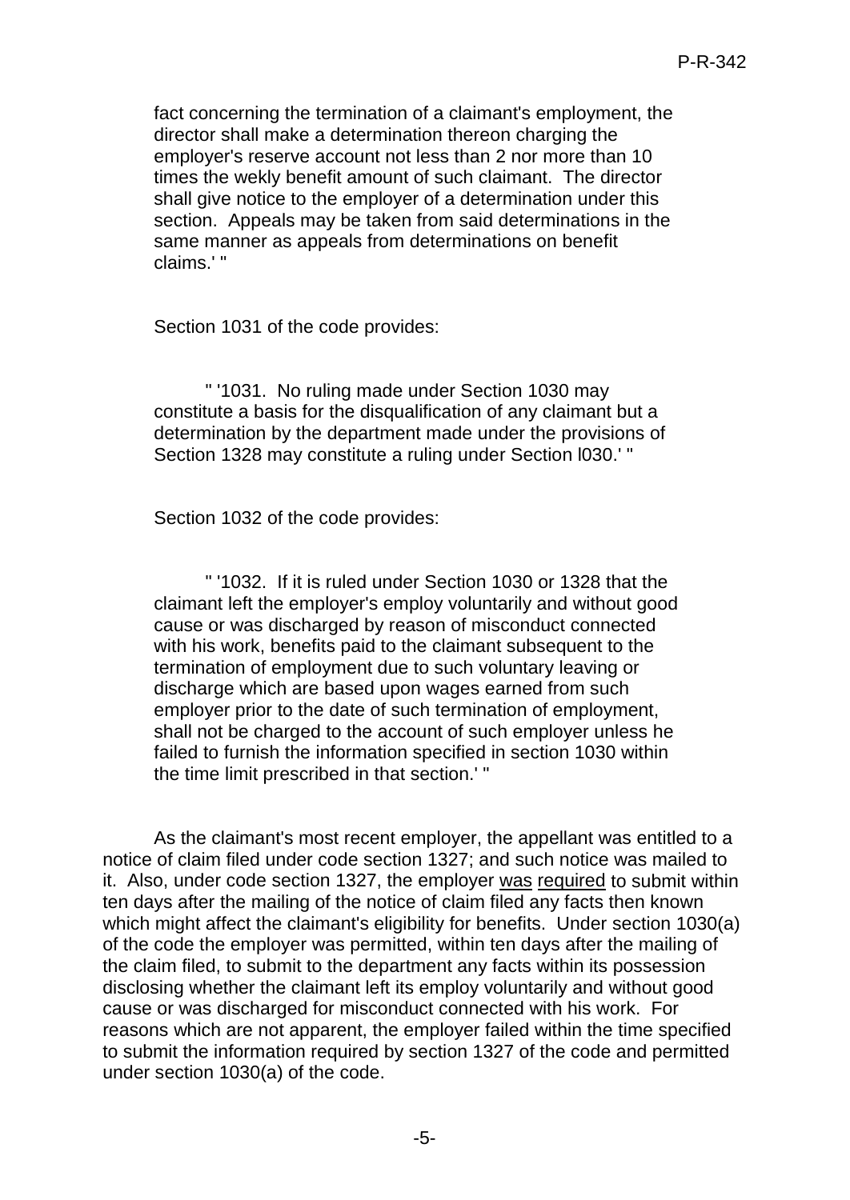fact concerning the termination of a claimant's employment, the director shall make a determination thereon charging the employer's reserve account not less than 2 nor more than 10 times the wekly benefit amount of such claimant. The director shall give notice to the employer of a determination under this section. Appeals may be taken from said determinations in the same manner as appeals from determinations on benefit claims.' "

Section 1031 of the code provides:

" '1031. No ruling made under Section 1030 may constitute a basis for the disqualification of any claimant but a determination by the department made under the provisions of Section 1328 may constitute a ruling under Section l030.' "

Section 1032 of the code provides:

" '1032. If it is ruled under Section 1030 or 1328 that the claimant left the employer's employ voluntarily and without good cause or was discharged by reason of misconduct connected with his work, benefits paid to the claimant subsequent to the termination of employment due to such voluntary leaving or discharge which are based upon wages earned from such employer prior to the date of such termination of employment, shall not be charged to the account of such employer unless he failed to furnish the information specified in section 1030 within the time limit prescribed in that section.' "

As the claimant's most recent employer, the appellant was entitled to a notice of claim filed under code section 1327; and such notice was mailed to it. Also, under code section 1327, the employer <u>was</u> <u>required</u> to submit within ten days after the mailing of the notice of claim filed any facts then known which might affect the claimant's eligibility for benefits. Under section 1030(a) of the code the employer was permitted, within ten days after the mailing of the claim filed, to submit to the department any facts within its possession disclosing whether the claimant left its employ voluntarily and without good cause or was discharged for misconduct connected with his work. For reasons which are not apparent, the employer failed within the time specified to submit the information required by section 1327 of the code and permitted under section 1030(a) of the code.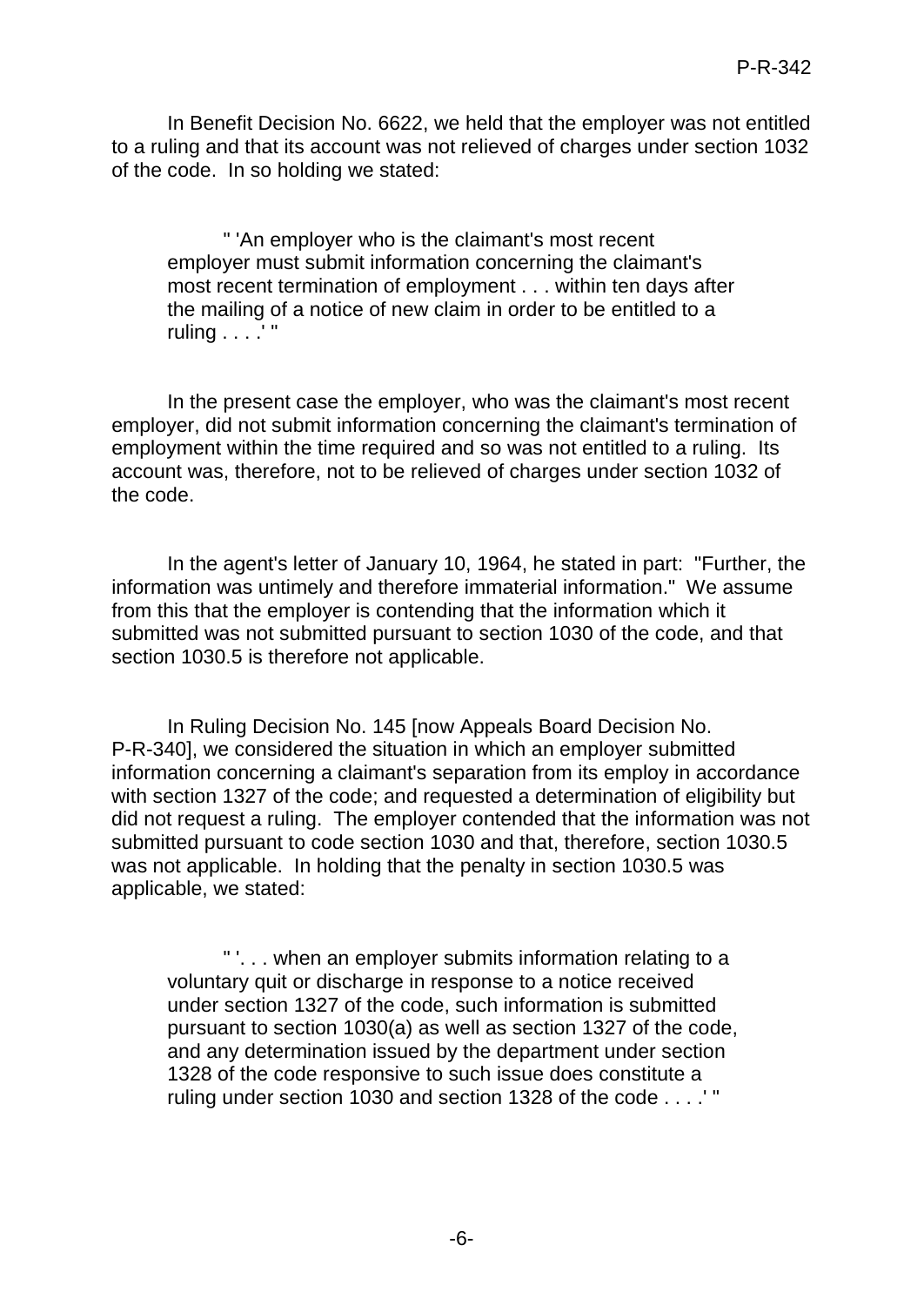In Benefit Decision No. 6622, we held that the employer was not entitled to a ruling and that its account was not relieved of charges under section 1032 of the code. In so holding we stated:

> " 'An employer who is the claimant's most recent employer must submit information concerning the claimant's most recent termination of employment . . . within ten days after the mailing of a notice of new claim in order to be entitled to a ruling . . . .' "

In the present case the employer, who was the claimant's most recent employer, did not submit information concerning the claimant's termination of employment within the time required and so was not entitled to a ruling. Its account was, therefore, not to be relieved of charges under section 1032 of the code.

In the agent's letter of January 10, 1964, he stated in part: "Further, the information was untimely and therefore immaterial information." We assume from this that the employer is contending that the information which it submitted was not submitted pursuant to section 1030 of the code, and that section 1030.5 is therefore not applicable.

In Ruling Decision No. 145 [now Appeals Board Decision No. P-R-340], we considered the situation in which an employer submitted information concerning a claimant's separation from its employ in accordance with section 1327 of the code; and requested a determination of eligibility but did not request a ruling. The employer contended that the information was not submitted pursuant to code section 1030 and that, therefore, section 1030.5 was not applicable. In holding that the penalty in section 1030.5 was applicable, we stated:

> " '. . . when an employer submits information relating to a voluntary quit or discharge in response to a notice received under section 1327 of the code, such information is submitted pursuant to section 1030(a) as well as section 1327 of the code, and any determination issued by the department under section 1328 of the code responsive to such issue does constitute a ruling under section 1030 and section 1328 of the code . . . .' "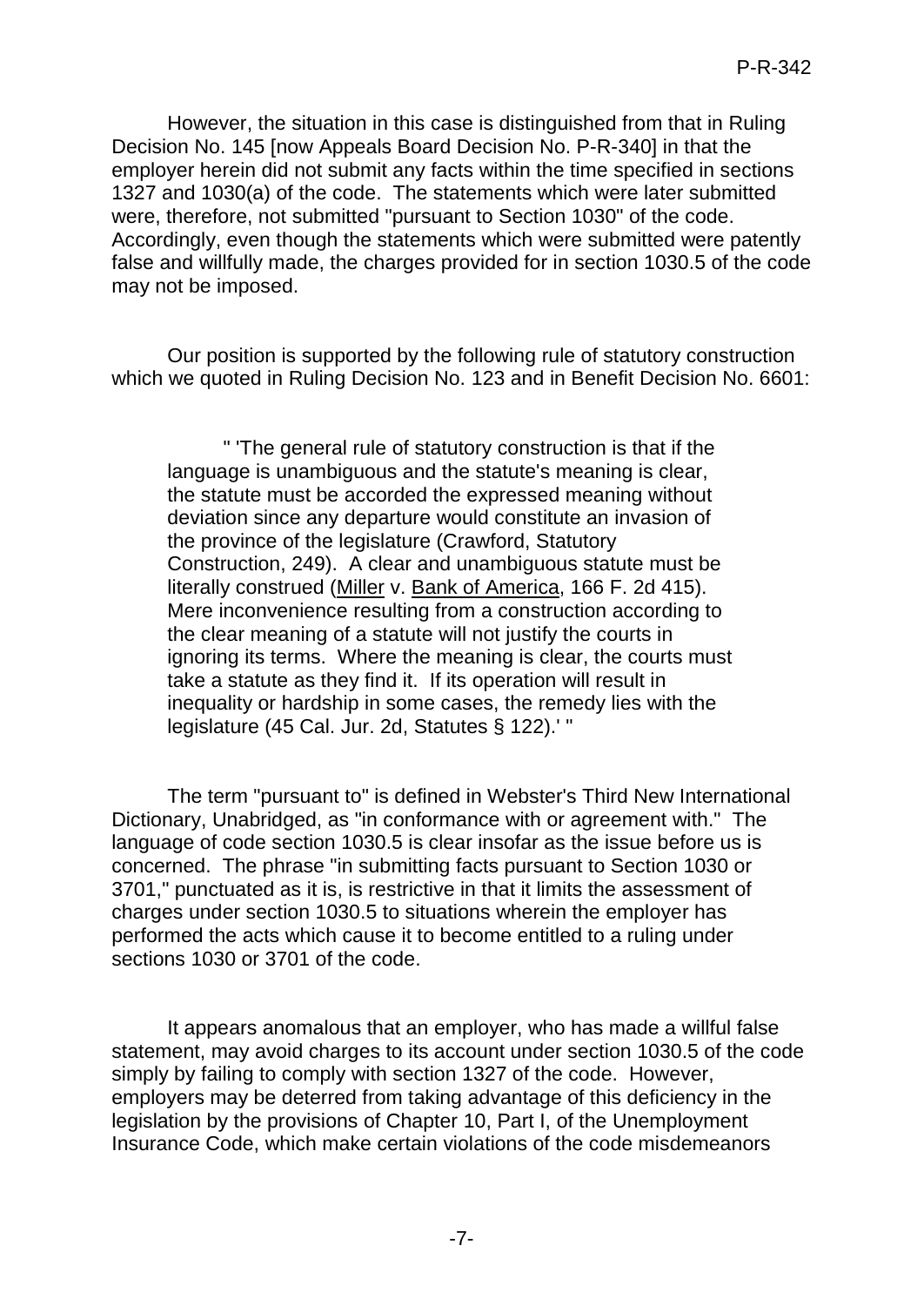However, the situation in this case is distinguished from that in Ruling Decision No. 145 [now Appeals Board Decision No. P-R-340] in that the employer herein did not submit any facts within the time specified in sections 1327 and 1030(a) of the code. The statements which were later submitted were, therefore, not submitted "pursuant to Section 1030" of the code. Accordingly, even though the statements which were submitted were patently false and willfully made, the charges provided for in section 1030.5 of the code may not be imposed.

Our position is supported by the following rule of statutory construction which we quoted in Ruling Decision No. 123 and in Benefit Decision No. 6601:

> " 'The general rule of statutory construction is that if the language is unambiguous and the statute's meaning is clear, the statute must be accorded the expressed meaning without deviation since any departure would constitute an invasion of the province of the legislature (Crawford, Statutory Construction, 249). A clear and unambiguous statute must be literally construed (Miller v. Bank of America, 166 F. 2d 415). Mere inconvenience resulting from a construction according to the clear meaning of a statute will not justify the courts in ignoring its terms. Where the meaning is clear, the courts must take a statute as they find it. If its operation will result in inequality or hardship in some cases, the remedy lies with the legislature (45 Cal. Jur. 2d, Statutes § 122).' "

The term "pursuant to" is defined in Webster's Third New International Dictionary, Unabridged, as "in conformance with or agreement with." The language of code section 1030.5 is clear insofar as the issue before us is concerned. The phrase "in submitting facts pursuant to Section 1030 or 3701," punctuated as it is, is restrictive in that it limits the assessment of charges under section 1030.5 to situations wherein the employer has performed the acts which cause it to become entitled to a ruling under sections 1030 or 3701 of the code.

It appears anomalous that an employer, who has made a willful false statement, may avoid charges to its account under section 1030.5 of the code simply by failing to comply with section 1327 of the code. However, employers may be deterred from taking advantage of this deficiency in the legislation by the provisions of Chapter 10, Part I, of the Unemployment Insurance Code, which make certain violations of the code misdemeanors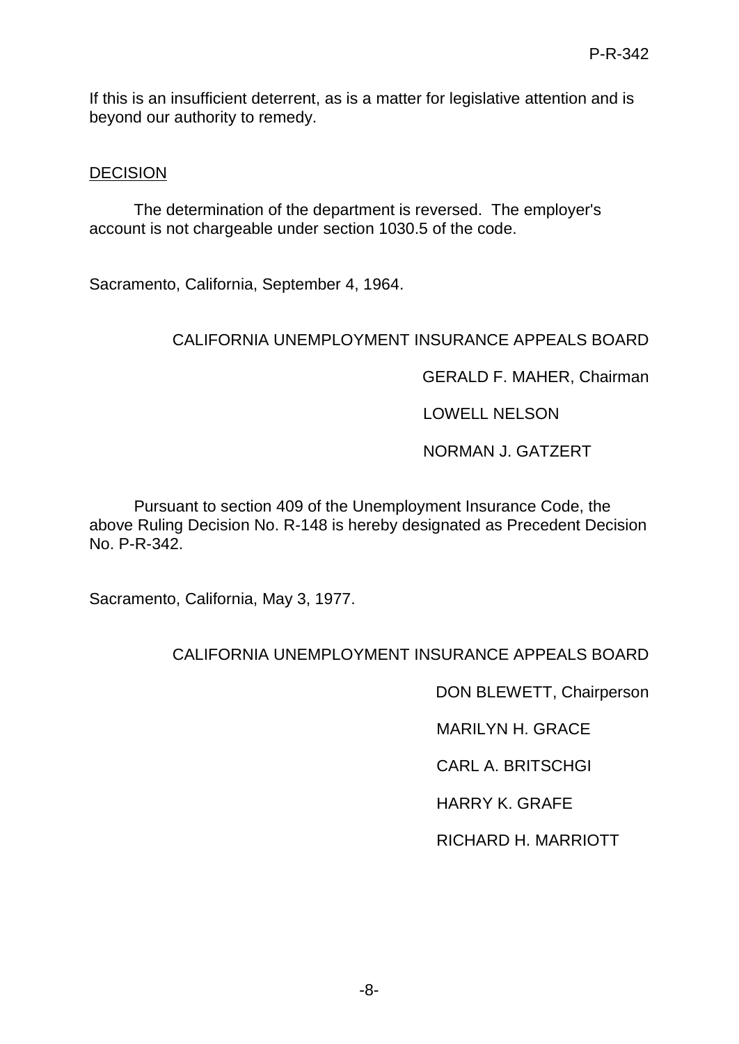If this is an insufficient deterrent, as is a matter for legislative attention and is beyond our authority to remedy.

## DECISION

The determination of the department is reversed. The employer's account is not chargeable under section 1030.5 of the code.

Sacramento, California, September 4, 1964.

CALIFORNIA UNEMPLOYMENT INSURANCE APPEALS BOARD

GERALD F. MAHER, Chairman

LOWELL NELSON

NORMAN J. GATZERT

Pursuant to section 409 of the Unemployment Insurance Code, the above Ruling Decision No. R-148 is hereby designated as Precedent Decision No. P-R-342.

Sacramento, California, May 3, 1977.

CALIFORNIA UNEMPLOYMENT INSURANCE APPEALS BOARD

DON BLEWETT, Chairperson

MARILYN H. GRACE

CARL A. BRITSCHGI

HARRY K. GRAFE

RICHARD H. MARRIOTT